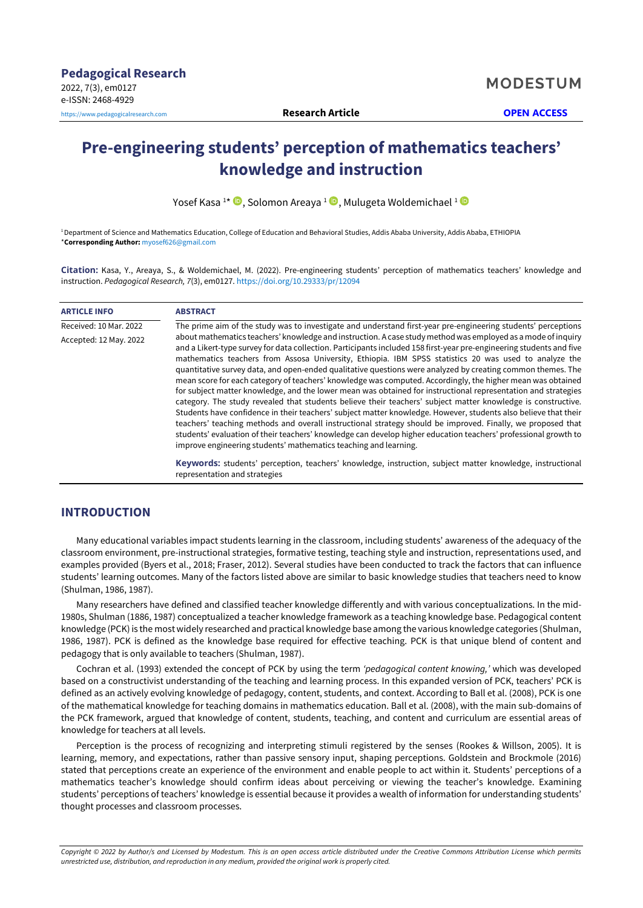**Pedagogical Research**
2022, 7(3), em0127
e-ISSN: 2468-4929
https://www.pedagogicalresearch.com

MODESTUM

**Research Article** **OPEN ACCESS**

# Pre-engineering students' perception of mathematics teachers' knowledge and instruction

Yosef Kasa [1*], Solomon Areaya [1], Mulugeta Woldemichael [1]

[1] Department of Science and Mathematics Education, College of Education and Behavioral Studies, Addis Ababa University, Addis Ababa, ETHIOPIA
***Corresponding Author:** myosef626@gmail.com

**Citation:** Kasa, Y., Areaya, S., & Woldemichael, M. (2022). Pre-engineering students' perception of mathematics teachers' knowledge and instruction. *Pedagogical Research, 7*(3), em0127. https://doi.org/10.29333/pr/12094

| ARTICLE INFO | ABSTRACT |
|---|---|
| Received: 10 Mar. 2022<br>Accepted: 12 May. 2022 | The prime aim of the study was to investigate and understand first-year pre-engineering students' perceptions about mathematics teachers' knowledge and instruction. A case study method was employed as a mode of inquiry and a Likert-type survey for data collection. Participants included 158 first-year pre-engineering students and five mathematics teachers from Assosa University, Ethiopia. IBM SPSS statistics 20 was used to analyze the quantitative survey data, and open-ended qualitative questions were analyzed by creating common themes. The mean score for each category of teachers' knowledge was computed. Accordingly, the higher mean was obtained for subject matter knowledge, and the lower mean was obtained for instructional representation and strategies category. The study revealed that students believe their teachers' subject matter knowledge is constructive. Students have confidence in their teachers' subject matter knowledge. However, students also believe that their teachers' teaching methods and overall instructional strategy should be improved. Finally, we proposed that students' evaluation of their teachers' knowledge can develop higher education teachers' professional growth to improve engineering students' mathematics teaching and learning.<br><br>**Keywords:** students' perception, teachers' knowledge, instruction, subject matter knowledge, instructional representation and strategies |

## INTRODUCTION

Many educational variables impact students learning in the classroom, including students' awareness of the adequacy of the classroom environment, pre-instructional strategies, formative testing, teaching style and instruction, representations used, and examples provided (Byers et al., 2018; Fraser, 2012). Several studies have been conducted to track the factors that can influence students' learning outcomes. Many of the factors listed above are similar to basic knowledge studies that teachers need to know (Shulman, 1986, 1987).

Many researchers have defined and classified teacher knowledge differently and with various conceptualizations. In the mid-1980s, Shulman (1886, 1987) conceptualized a teacher knowledge framework as a teaching knowledge base. Pedagogical content knowledge (PCK) is the most widely researched and practical knowledge base among the various knowledge categories (Shulman, 1986, 1987). PCK is defined as the knowledge base required for effective teaching. PCK is that unique blend of content and pedagogy that is only available to teachers (Shulman, 1987).

Cochran et al. (1993) extended the concept of PCK by using the term *'pedagogical content knowing,'* which was developed based on a constructivist understanding of the teaching and learning process. In this expanded version of PCK, teachers' PCK is defined as an actively evolving knowledge of pedagogy, content, students, and context. According to Ball et al. (2008), PCK is one of the mathematical knowledge for teaching domains in mathematics education. Ball et al. (2008), with the main sub-domains of the PCK framework, argued that knowledge of content, students, teaching, and content and curriculum are essential areas of knowledge for teachers at all levels.

Perception is the process of recognizing and interpreting stimuli registered by the senses (Rookes & Willson, 2005). It is learning, memory, and expectations, rather than passive sensory input, shaping perceptions. Goldstein and Brockmole (2016) stated that perceptions create an experience of the environment and enable people to act within it. Students' perceptions of a mathematics teacher's knowledge should confirm ideas about perceiving or viewing the teacher's knowledge. Examining students' perceptions of teachers' knowledge is essential because it provides a wealth of information for understanding students' thought processes and classroom processes.

*Copyright © 2022 by Author/s and Licensed by Modestum. This is an open access article distributed under the Creative Commons Attribution License which permits unrestricted use, distribution, and reproduction in any medium, provided the original work is properly cited.*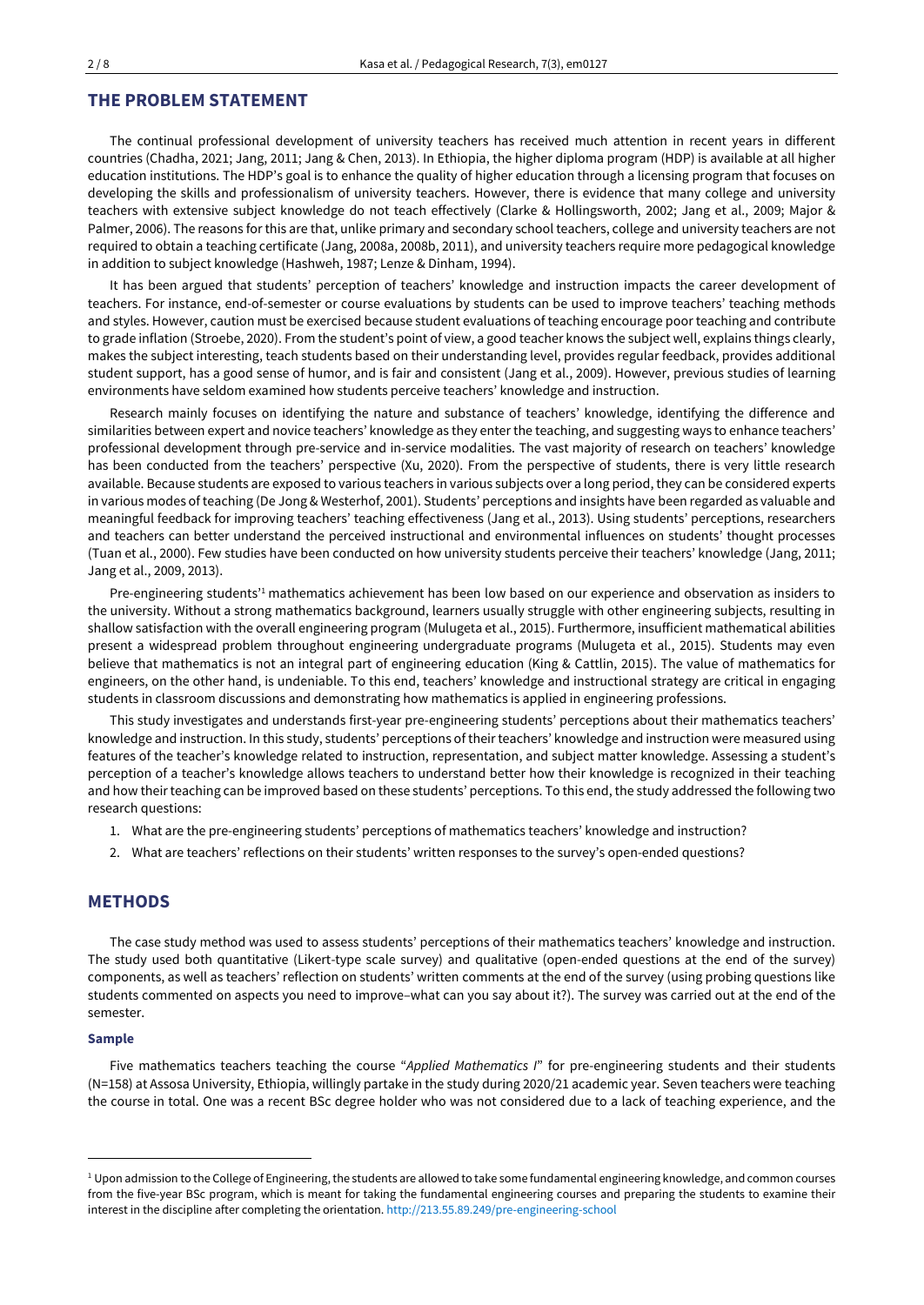## THE PROBLEM STATEMENT

The continual professional development of university teachers has received much attention in recent years in different countries (Chadha, 2021; Jang, 2011; Jang & Chen, 2013). In Ethiopia, the higher diploma program (HDP) is available at all higher education institutions. The HDP's goal is to enhance the quality of higher education through a licensing program that focuses on developing the skills and professionalism of university teachers. However, there is evidence that many college and university teachers with extensive subject knowledge do not teach effectively (Clarke & Hollingsworth, 2002; Jang et al., 2009; Major & Palmer, 2006). The reasons for this are that, unlike primary and secondary school teachers, college and university teachers are not required to obtain a teaching certificate (Jang, 2008a, 2008b, 2011), and university teachers require more pedagogical knowledge in addition to subject knowledge (Hashweh, 1987; Lenze & Dinham, 1994).

It has been argued that students' perception of teachers' knowledge and instruction impacts the career development of teachers. For instance, end-of-semester or course evaluations by students can be used to improve teachers' teaching methods and styles. However, caution must be exercised because student evaluations of teaching encourage poor teaching and contribute to grade inflation (Stroebe, 2020). From the student's point of view, a good teacher knows the subject well, explains things clearly, makes the subject interesting, teach students based on their understanding level, provides regular feedback, provides additional student support, has a good sense of humor, and is fair and consistent (Jang et al., 2009). However, previous studies of learning environments have seldom examined how students perceive teachers' knowledge and instruction.

Research mainly focuses on identifying the nature and substance of teachers' knowledge, identifying the difference and similarities between expert and novice teachers' knowledge as they enter the teaching, and suggesting ways to enhance teachers' professional development through pre-service and in-service modalities. The vast majority of research on teachers' knowledge has been conducted from the teachers' perspective (Xu, 2020). From the perspective of students, there is very little research available. Because students are exposed to various teachers in various subjects over a long period, they can be considered experts in various modes of teaching (De Jong & Westerhof, 2001). Students' perceptions and insights have been regarded as valuable and meaningful feedback for improving teachers' teaching effectiveness (Jang et al., 2013). Using students' perceptions, researchers and teachers can better understand the perceived instructional and environmental influences on students' thought processes (Tuan et al., 2000). Few studies have been conducted on how university students perceive their teachers' knowledge (Jang, 2011; Jang et al., 2009, 2013).

Pre-engineering students'[1] mathematics achievement has been low based on our experience and observation as insiders to the university. Without a strong mathematics background, learners usually struggle with other engineering subjects, resulting in shallow satisfaction with the overall engineering program (Mulugeta et al., 2015). Furthermore, insufficient mathematical abilities present a widespread problem throughout engineering undergraduate programs (Mulugeta et al., 2015). Students may even believe that mathematics is not an integral part of engineering education (King & Cattlin, 2015). The value of mathematics for engineers, on the other hand, is undeniable. To this end, teachers' knowledge and instructional strategy are critical in engaging students in classroom discussions and demonstrating how mathematics is applied in engineering professions.

This study investigates and understands first-year pre-engineering students' perceptions about their mathematics teachers' knowledge and instruction. In this study, students' perceptions of their teachers' knowledge and instruction were measured using features of the teacher's knowledge related to instruction, representation, and subject matter knowledge. Assessing a student's perception of a teacher's knowledge allows teachers to understand better how their knowledge is recognized in their teaching and how their teaching can be improved based on these students' perceptions. To this end, the study addressed the following two research questions:

1. What are the pre-engineering students' perceptions of mathematics teachers' knowledge and instruction?
2. What are teachers' reflections on their students' written responses to the survey's open-ended questions?

## METHODS

The case study method was used to assess students' perceptions of their mathematics teachers' knowledge and instruction. The study used both quantitative (Likert-type scale survey) and qualitative (open-ended questions at the end of the survey) components, as well as teachers' reflection on students' written comments at the end of the survey (using probing questions like students commented on aspects you need to improve–what can you say about it?). The survey was carried out at the end of the semester.

### Sample

Five mathematics teachers teaching the course "*Applied Mathematics I*" for pre-engineering students and their students (N=158) at Assosa University, Ethiopia, willingly partake in the study during 2020/21 academic year. Seven teachers were teaching the course in total. One was a recent BSc degree holder who was not considered due to a lack of teaching experience, and the

---

[1] Upon admission to the College of Engineering, the students are allowed to take some fundamental engineering knowledge, and common courses from the five-year BSc program, which is meant for taking the fundamental engineering courses and preparing the students to examine their interest in the discipline after completing the orientation. http://213.55.89.249/pre-engineering-school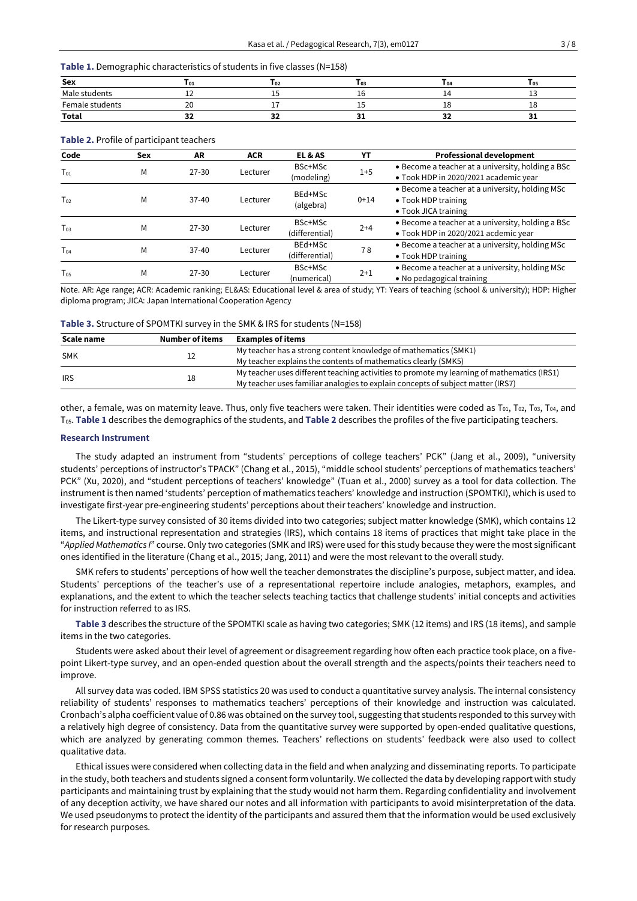**Table 1.** Demographic characteristics of students in five classes (N=158)

| Sex | $T_{01}$ | $T_{02}$ | $T_{03}$ | $T_{04}$ | $T_{05}$ |
|---|---|---|---|---|---|
| Male students | 12 | 15 | 16 | 14 | 13 |
| Female students | 20 | 17 | 15 | 18 | 18 |
| **Total** | **32** | **32** | **31** | **32** | **31** |

**Table 2.** Profile of participant teachers

| Code | Sex | AR | ACR | EL & AS | YT | Professional development |
|---|---|---|---|---|---|---|
| $T_{01}$ | M | 27-30 | Lecturer | BSc+MSc (modeling) | 1+5 | • Become a teacher at a university, holding a BSc • Took HDP in 2020/2021 academic year |
| $T_{02}$ | M | 37-40 | Lecturer | BEd+MSc (algebra) | 0+14 | • Become a teacher at a university, holding MSc • Took HDP training • Took JICA training |
| $T_{03}$ | M | 27-30 | Lecturer | BSc+MSc (differential) | 2+4 | • Become a teacher at a university, holding a BSc • Took HDP in 2020/2021 acdemic year |
| $T_{04}$ | M | 37-40 | Lecturer | BEd+MSc (differential) | 7 8 | • Become a teacher at a university, holding MSc • Took HDP training |
| $T_{05}$ | M | 27-30 | Lecturer | BSc+MSc (numerical) | 2+1 | • Become a teacher at a university, holding MSc • No pedagogical training |

Note. AR: Age range; ACR: Academic ranking; EL&AS: Educational level & area of study; YT: Years of teaching (school & university); HDP: Higher diploma program; JICA: Japan International Cooperation Agency

**Table 3.** Structure of SPOMTKI survey in the SMK & IRS for students (N=158)

| Scale name | Number of items | Examples of items |
|---|---|---|
| SMK | 12 | My teacher has a strong content knowledge of mathematics (SMK1) My teacher explains the contents of mathematics clearly (SMK5) |
| IRS | 18 | My teacher uses different teaching activities to promote my learning of mathematics (IRS1) My teacher uses familiar analogies to explain concepts of subject matter (IRS7) |

other, a female, was on maternity leave. Thus, only five teachers were taken. Their identities were coded as $T_{01}$, $T_{02}$, $T_{03}$, $T_{04}$, and $T_{05}$. **Table 1** describes the demographics of the students, and **Table 2** describes the profiles of the five participating teachers.

### Research Instrument

The study adapted an instrument from "students' perceptions of college teachers' PCK" (Jang et al., 2009), "university students' perceptions of instructor's TPACK" (Chang et al., 2015), "middle school students' perceptions of mathematics teachers' PCK" (Xu, 2020), and "student perceptions of teachers' knowledge" (Tuan et al., 2000) survey as a tool for data collection. The instrument is then named 'students' perception of mathematics teachers' knowledge and instruction (SPOMTKI), which is used to investigate first-year pre-engineering students' perceptions about their teachers' knowledge and instruction.

The Likert-type survey consisted of 30 items divided into two categories; subject matter knowledge (SMK), which contains 12 items, and instructional representation and strategies (IRS), which contains 18 items of practices that might take place in the "*Applied Mathematics I*" course. Only two categories (SMK and IRS) were used for this study because they were the most significant ones identified in the literature (Chang et al., 2015; Jang, 2011) and were the most relevant to the overall study.

SMK refers to students' perceptions of how well the teacher demonstrates the discipline's purpose, subject matter, and idea. Students' perceptions of the teacher's use of a representational repertoire include analogies, metaphors, examples, and explanations, and the extent to which the teacher selects teaching tactics that challenge students' initial concepts and activities for instruction referred to as IRS.

**Table 3** describes the structure of the SPOMTKI scale as having two categories; SMK (12 items) and IRS (18 items), and sample items in the two categories.

Students were asked about their level of agreement or disagreement regarding how often each practice took place, on a five-point Likert-type survey, and an open-ended question about the overall strength and the aspects/points their teachers need to improve.

All survey data was coded. IBM SPSS statistics 20 was used to conduct a quantitative survey analysis. The internal consistency reliability of students' responses to mathematics teachers' perceptions of their knowledge and instruction was calculated. Cronbach's alpha coefficient value of 0.86 was obtained on the survey tool, suggesting that students responded to this survey with a relatively high degree of consistency. Data from the quantitative survey were supported by open-ended qualitative questions, which are analyzed by generating common themes. Teachers' reflections on students' feedback were also used to collect qualitative data.

Ethical issues were considered when collecting data in the field and when analyzing and disseminating reports. To participate in the study, both teachers and students signed a consent form voluntarily. We collected the data by developing rapport with study participants and maintaining trust by explaining that the study would not harm them. Regarding confidentiality and involvement of any deception activity, we have shared our notes and all information with participants to avoid misinterpretation of the data. We used pseudonyms to protect the identity of the participants and assured them that the information would be used exclusively for research purposes.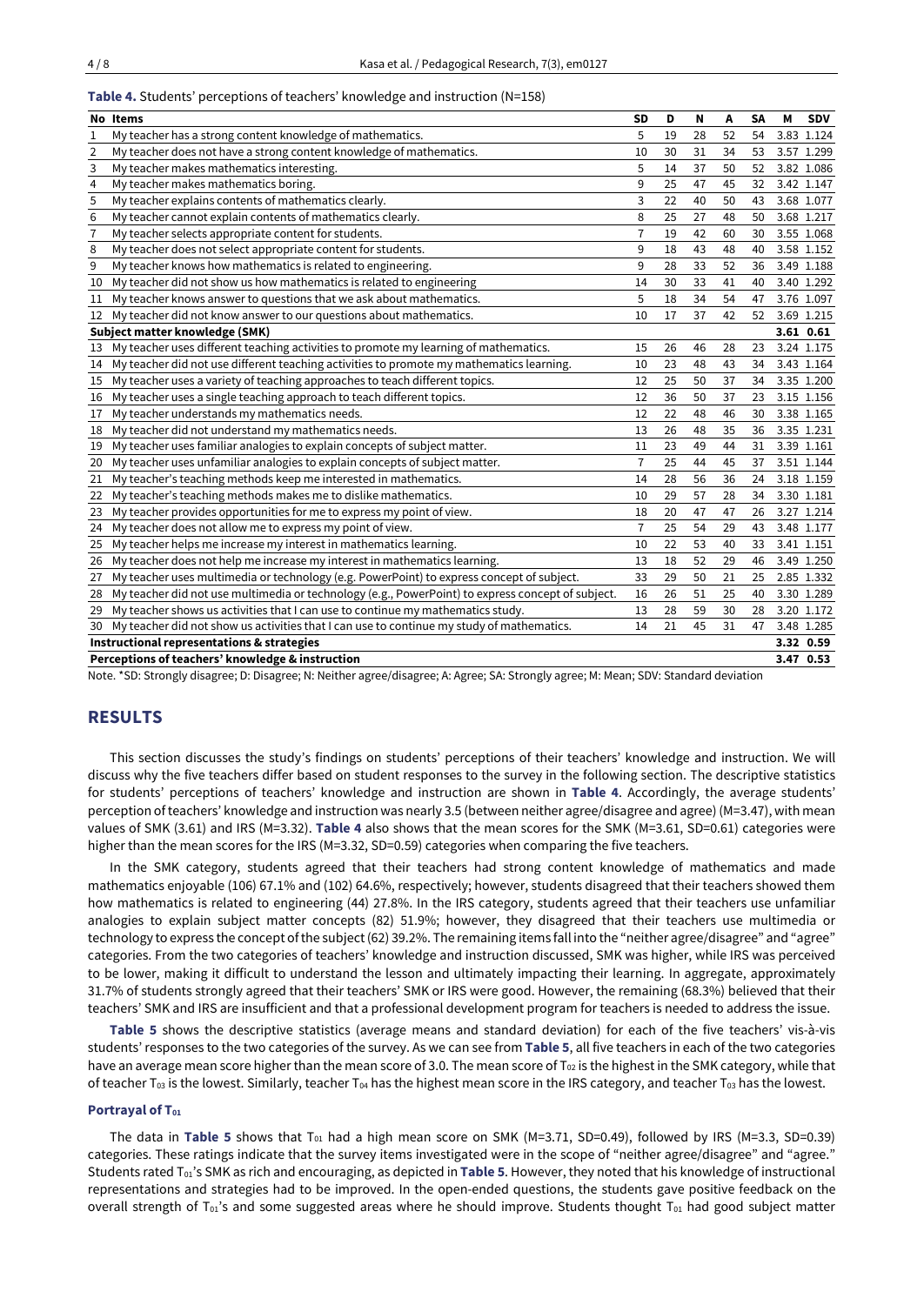**Table 4.** Students' perceptions of teachers' knowledge and instruction (N=158)

| No | Items | SD | D | N | A | SA | M | SDV |
|---|---|---|---|---|---|---|---|---|
| 1 | My teacher has a strong content knowledge of mathematics. | 5 | 19 | 28 | 52 | 54 | 3.83 | 1.124 |
| 2 | My teacher does not have a strong content knowledge of mathematics. | 10 | 30 | 31 | 34 | 53 | 3.57 | 1.299 |
| 3 | My teacher makes mathematics interesting. | 5 | 14 | 37 | 50 | 52 | 3.82 | 1.086 |
| 4 | My teacher makes mathematics boring. | 9 | 25 | 47 | 45 | 32 | 3.42 | 1.147 |
| 5 | My teacher explains contents of mathematics clearly. | 3 | 22 | 40 | 50 | 43 | 3.68 | 1.077 |
| 6 | My teacher cannot explain contents of mathematics clearly. | 8 | 25 | 27 | 48 | 50 | 3.68 | 1.217 |
| 7 | My teacher selects appropriate content for students. | 7 | 19 | 42 | 60 | 30 | 3.55 | 1.068 |
| 8 | My teacher does not select appropriate content for students. | 9 | 18 | 43 | 48 | 40 | 3.58 | 1.152 |
| 9 | My teacher knows how mathematics is related to engineering. | 9 | 28 | 33 | 52 | 36 | 3.49 | 1.188 |
| 10 | My teacher did not show us how mathematics is related to engineering | 14 | 30 | 33 | 41 | 40 | 3.40 | 1.292 |
| 11 | My teacher knows answer to questions that we ask about mathematics. | 5 | 18 | 34 | 54 | 47 | 3.76 | 1.097 |
| 12 | My teacher did not know answer to our questions about mathematics. | 10 | 17 | 37 | 42 | 52 | 3.69 | 1.215 |
| **Subject matter knowledge (SMK)** | | | | | | | **3.61** | **0.61** |
| 13 | My teacher uses different teaching activities to promote my learning of mathematics. | 15 | 26 | 46 | 28 | 23 | 3.24 | 1.175 |
| 14 | My teacher did not use different teaching activities to promote my mathematics learning. | 10 | 23 | 48 | 43 | 34 | 3.43 | 1.164 |
| 15 | My teacher uses a variety of teaching approaches to teach different topics. | 12 | 25 | 50 | 37 | 34 | 3.35 | 1.200 |
| 16 | My teacher uses a single teaching approach to teach different topics. | 12 | 36 | 50 | 37 | 23 | 3.15 | 1.156 |
| 17 | My teacher understands my mathematics needs. | 12 | 22 | 48 | 46 | 30 | 3.38 | 1.165 |
| 18 | My teacher did not understand my mathematics needs. | 13 | 26 | 48 | 35 | 36 | 3.35 | 1.231 |
| 19 | My teacher uses familiar analogies to explain concepts of subject matter. | 11 | 23 | 49 | 44 | 31 | 3.39 | 1.161 |
| 20 | My teacher uses unfamiliar analogies to explain concepts of subject matter. | 7 | 25 | 44 | 45 | 37 | 3.51 | 1.144 |
| 21 | My teacher's teaching methods keep me interested in mathematics. | 14 | 28 | 56 | 36 | 24 | 3.18 | 1.159 |
| 22 | My teacher's teaching methods makes me to dislike mathematics. | 10 | 29 | 57 | 28 | 34 | 3.30 | 1.181 |
| 23 | My teacher provides opportunities for me to express my point of view. | 18 | 20 | 47 | 47 | 26 | 3.27 | 1.214 |
| 24 | My teacher does not allow me to express my point of view. | 7 | 25 | 54 | 29 | 43 | 3.48 | 1.177 |
| 25 | My teacher helps me increase my interest in mathematics learning. | 10 | 22 | 53 | 40 | 33 | 3.41 | 1.151 |
| 26 | My teacher does not help me increase my interest in mathematics learning. | 13 | 18 | 52 | 29 | 46 | 3.49 | 1.250 |
| 27 | My teacher uses multimedia or technology (e.g. PowerPoint) to express concept of subject. | 33 | 29 | 50 | 21 | 25 | 2.85 | 1.332 |
| 28 | My teacher did not use multimedia or technology (e.g., PowerPoint) to express concept of subject. | 16 | 26 | 51 | 25 | 40 | 3.30 | 1.289 |
| 29 | My teacher shows us activities that I can use to continue my mathematics study. | 13 | 28 | 59 | 30 | 28 | 3.20 | 1.172 |
| 30 | My teacher did not show us activities that I can use to continue my study of mathematics. | 14 | 21 | 45 | 31 | 47 | 3.48 | 1.285 |
| **Instructional representations & strategies** | | | | | | | **3.32** | **0.59** |
| **Perceptions of teachers' knowledge & instruction** | | | | | | | **3.47** | **0.53** |

Note. *SD: Strongly disagree; D: Disagree; N: Neither agree/disagree; A: Agree; SA: Strongly agree; M: Mean; SDV: Standard deviation

## RESULTS

This section discusses the study's findings on students' perceptions of their teachers' knowledge and instruction. We will discuss why the five teachers differ based on student responses to the survey in the following section. The descriptive statistics for students' perceptions of teachers' knowledge and instruction are shown in **Table 4**. Accordingly, the average students' perception of teachers' knowledge and instruction was nearly 3.5 (between neither agree/disagree and agree) (M=3.47), with mean values of SMK (3.61) and IRS (M=3.32). **Table 4** also shows that the mean scores for the SMK (M=3.61, SD=0.61) categories were higher than the mean scores for the IRS (M=3.32, SD=0.59) categories when comparing the five teachers.

In the SMK category, students agreed that their teachers had strong content knowledge of mathematics and made mathematics enjoyable (106) 67.1% and (102) 64.6%, respectively; however, students disagreed that their teachers showed them how mathematics is related to engineering (44) 27.8%. In the IRS category, students agreed that their teachers use unfamiliar analogies to explain subject matter concepts (82) 51.9%; however, they disagreed that their teachers use multimedia or technology to express the concept of the subject (62) 39.2%. The remaining items fall into the "neither agree/disagree" and "agree" categories. From the two categories of teachers' knowledge and instruction discussed, SMK was higher, while IRS was perceived to be lower, making it difficult to understand the lesson and ultimately impacting their learning. In aggregate, approximately 31.7% of students strongly agreed that their teachers' SMK or IRS were good. However, the remaining (68.3%) believed that their teachers' SMK and IRS are insufficient and that a professional development program for teachers is needed to address the issue.

**Table 5** shows the descriptive statistics (average means and standard deviation) for each of the five teachers' vis-à-vis students' responses to the two categories of the survey. As we can see from **Table 5**, all five teachers in each of the two categories have an average mean score higher than the mean score of 3.0. The mean score of $T_{02}$ is the highest in the SMK category, while that of teacher $T_{03}$ is the lowest. Similarly, teacher $T_{04}$ has the highest mean score in the IRS category, and teacher $T_{03}$ has the lowest.

#### Portrayal of $T_{01}$

The data in **Table 5** shows that $T_{01}$ had a high mean score on SMK (M=3.71, SD=0.49), followed by IRS (M=3.3, SD=0.39) categories. These ratings indicate that the survey items investigated were in the scope of "neither agree/disagree" and "agree." Students rated $T_{01}$'s SMK as rich and encouraging, as depicted in **Table 5**. However, they noted that his knowledge of instructional representations and strategies had to be improved. In the open-ended questions, the students gave positive feedback on the overall strength of $T_{01}$'s and some suggested areas where he should improve. Students thought $T_{01}$ had good subject matter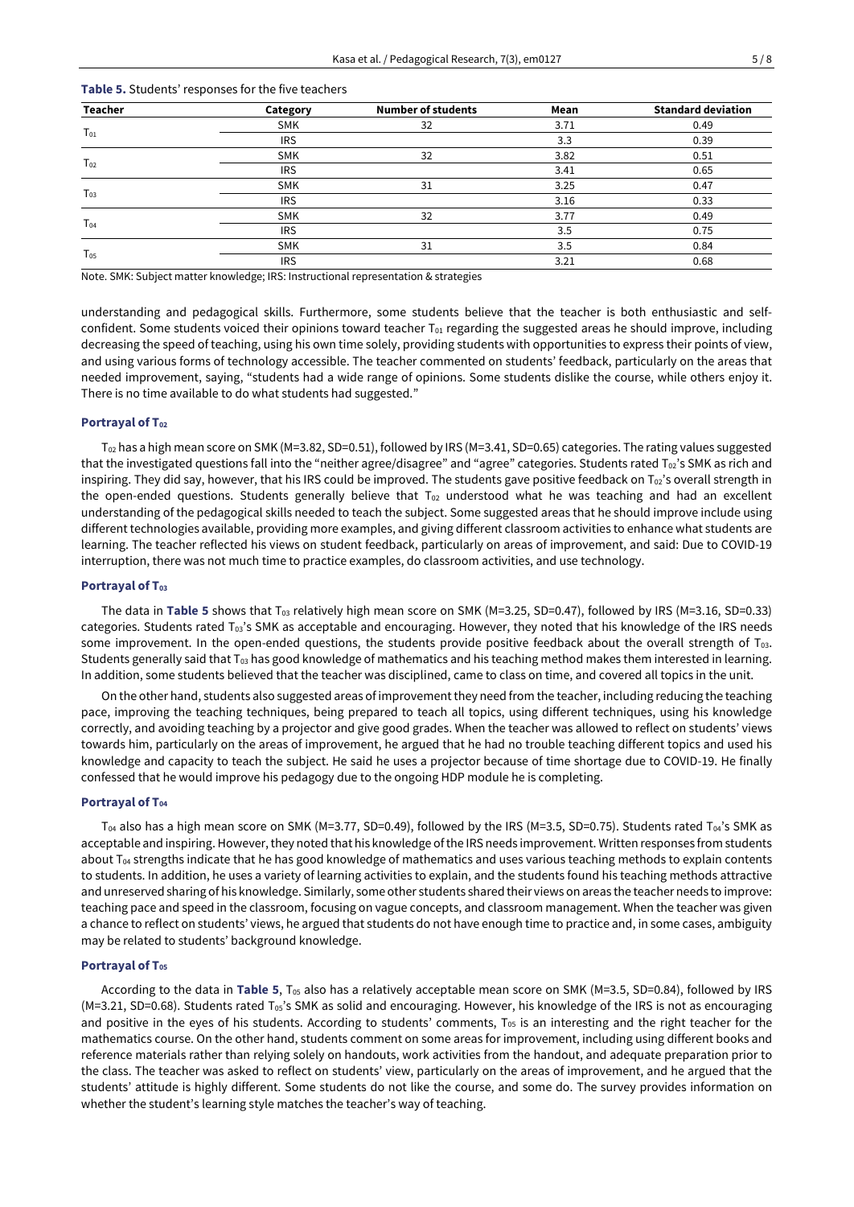**Table 5.** Students' responses for the five teachers

| Teacher | Category | Number of students | Mean | Standard deviation |
|---|---|---|---|---|
| $T_{01}$ | SMK | 32 | 3.71 | 0.49 |
| | IRS | | 3.3 | 0.39 |
| $T_{02}$ | SMK | 32 | 3.82 | 0.51 |
| | IRS | | 3.41 | 0.65 |
| $T_{03}$ | SMK | 31 | 3.25 | 0.47 |
| | IRS | | 3.16 | 0.33 |
| $T_{04}$ | SMK | 32 | 3.77 | 0.49 |
| | IRS | | 3.5 | 0.75 |
| $T_{05}$ | SMK | 31 | 3.5 | 0.84 |
| | IRS | | 3.21 | 0.68 |

Note. SMK: Subject matter knowledge; IRS: Instructional representation & strategies

understanding and pedagogical skills. Furthermore, some students believe that the teacher is both enthusiastic and self-confident. Some students voiced their opinions toward teacher $T_{01}$ regarding the suggested areas he should improve, including decreasing the speed of teaching, using his own time solely, providing students with opportunities to express their points of view, and using various forms of technology accessible. The teacher commented on students' feedback, particularly on the areas that needed improvement, saying, "students had a wide range of opinions. Some students dislike the course, while others enjoy it. There is no time available to do what students had suggested."

#### Portrayal of $T_{02}$

$T_{02}$ has a high mean score on SMK (M=3.82, SD=0.51), followed by IRS (M=3.41, SD=0.65) categories. The rating values suggested that the investigated questions fall into the "neither agree/disagree" and "agree" categories. Students rated $T_{02}$'s SMK as rich and inspiring. They did say, however, that his IRS could be improved. The students gave positive feedback on $T_{02}$'s overall strength in the open-ended questions. Students generally believe that $T_{02}$ understood what he was teaching and had an excellent understanding of the pedagogical skills needed to teach the subject. Some suggested areas that he should improve include using different technologies available, providing more examples, and giving different classroom activities to enhance what students are learning. The teacher reflected his views on student feedback, particularly on areas of improvement, and said: Due to COVID-19 interruption, there was not much time to practice examples, do classroom activities, and use technology.

#### Portrayal of $T_{03}$

The data in **Table 5** shows that $T_{03}$ relatively high mean score on SMK (M=3.25, SD=0.47), followed by IRS (M=3.16, SD=0.33) categories. Students rated $T_{03}$'s SMK as acceptable and encouraging. However, they noted that his knowledge of the IRS needs some improvement. In the open-ended questions, the students provide positive feedback about the overall strength of $T_{03}$. Students generally said that $T_{03}$ has good knowledge of mathematics and his teaching method makes them interested in learning. In addition, some students believed that the teacher was disciplined, came to class on time, and covered all topics in the unit.

On the other hand, students also suggested areas of improvement they need from the teacher, including reducing the teaching pace, improving the teaching techniques, being prepared to teach all topics, using different techniques, using his knowledge correctly, and avoiding teaching by a projector and give good grades. When the teacher was allowed to reflect on students' views towards him, particularly on the areas of improvement, he argued that he had no trouble teaching different topics and used his knowledge and capacity to teach the subject. He said he uses a projector because of time shortage due to COVID-19. He finally confessed that he would improve his pedagogy due to the ongoing HDP module he is completing.

#### Portrayal of $T_{04}$

$T_{04}$ also has a high mean score on SMK (M=3.77, SD=0.49), followed by the IRS (M=3.5, SD=0.75). Students rated $T_{04}$'s SMK as acceptable and inspiring. However, they noted that his knowledge of the IRS needs improvement. Written responses from students about $T_{04}$ strengths indicate that he has good knowledge of mathematics and uses various teaching methods to explain contents to students. In addition, he uses a variety of learning activities to explain, and the students found his teaching methods attractive and unreserved sharing of his knowledge. Similarly, some other students shared their views on areas the teacher needs to improve: teaching pace and speed in the classroom, focusing on vague concepts, and classroom management. When the teacher was given a chance to reflect on students' views, he argued that students do not have enough time to practice and, in some cases, ambiguity may be related to students' background knowledge.

#### Portrayal of $T_{05}$

According to the data in **Table 5**, $T_{05}$ also has a relatively acceptable mean score on SMK (M=3.5, SD=0.84), followed by IRS (M=3.21, SD=0.68). Students rated $T_{05}$'s SMK as solid and encouraging. However, his knowledge of the IRS is not as encouraging and positive in the eyes of his students. According to students' comments, $T_{05}$ is an interesting and the right teacher for the mathematics course. On the other hand, students comment on some areas for improvement, including using different books and reference materials rather than relying solely on handouts, work activities from the handout, and adequate preparation prior to the class. The teacher was asked to reflect on students' view, particularly on the areas of improvement, and he argued that the students' attitude is highly different. Some students do not like the course, and some do. The survey provides information on whether the student's learning style matches the teacher's way of teaching.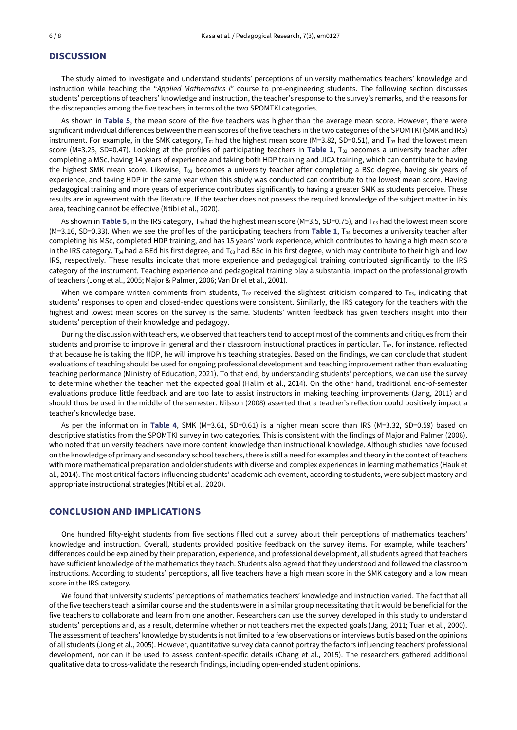## DISCUSSION

The study aimed to investigate and understand students' perceptions of university mathematics teachers' knowledge and instruction while teaching the "*Applied Mathematics I*" course to pre-engineering students. The following section discusses students' perceptions of teachers' knowledge and instruction, the teacher's response to the survey's remarks, and the reasons for the discrepancies among the five teachers in terms of the two SPOMTKI categories.

As shown in **Table 5**, the mean score of the five teachers was higher than the average mean score. However, there were significant individual differences between the mean scores of the five teachers in the two categories of the SPOMTKI (SMK and IRS) instrument. For example, in the SMK category, $T_{02}$ had the highest mean score (M=3.82, SD=0.51), and $T_{03}$ had the lowest mean score (M=3.25, SD=0.47). Looking at the profiles of participating teachers in **Table 1**, $T_{02}$ becomes a university teacher after completing a MSc. having 14 years of experience and taking both HDP training and JICA training, which can contribute to having the highest SMK mean score. Likewise, $T_{03}$ becomes a university teacher after completing a BSc degree, having six years of experience, and taking HDP in the same year when this study was conducted can contribute to the lowest mean score. Having pedagogical training and more years of experience contributes significantly to having a greater SMK as students perceive. These results are in agreement with the literature. If the teacher does not possess the required knowledge of the subject matter in his area, teaching cannot be effective (Ntibi et al., 2020).

As shown in **Table 5**, in the IRS category, $T_{04}$ had the highest mean score (M=3.5, SD=0.75), and $T_{03}$ had the lowest mean score (M=3.16, SD=0.33). When we see the profiles of the participating teachers from **Table 1**, $T_{04}$ becomes a university teacher after completing his MSc, completed HDP training, and has 15 years' work experience, which contributes to having a high mean score in the IRS category. $T_{04}$ had a BEd his first degree, and $T_{03}$ had BSc in his first degree, which may contribute to their high and low IRS, respectively. These results indicate that more experience and pedagogical training contributed significantly to the IRS category of the instrument. Teaching experience and pedagogical training play a substantial impact on the professional growth of teachers (Jong et al., 2005; Major & Palmer, 2006; Van Driel et al., 2001).

When we compare written comments from students, $T_{02}$ received the slightest criticism compared to $T_{03}$, indicating that students' responses to open and closed-ended questions were consistent. Similarly, the IRS category for the teachers with the highest and lowest mean scores on the survey is the same. Students' written feedback has given teachers insight into their students' perception of their knowledge and pedagogy.

During the discussion with teachers, we observed that teachers tend to accept most of the comments and critiques from their students and promise to improve in general and their classroom instructional practices in particular. $T_{03}$, for instance, reflected that because he is taking the HDP, he will improve his teaching strategies. Based on the findings, we can conclude that student evaluations of teaching should be used for ongoing professional development and teaching improvement rather than evaluating teaching performance (Ministry of Education, 2021). To that end, by understanding students' perceptions, we can use the survey to determine whether the teacher met the expected goal (Halim et al., 2014). On the other hand, traditional end-of-semester evaluations produce little feedback and are too late to assist instructors in making teaching improvements (Jang, 2011) and should thus be used in the middle of the semester. Nilsson (2008) asserted that a teacher's reflection could positively impact a teacher's knowledge base.

As per the information in **Table 4**, SMK (M=3.61, SD=0.61) is a higher mean score than IRS (M=3.32, SD=0.59) based on descriptive statistics from the SPOMTKI survey in two categories. This is consistent with the findings of Major and Palmer (2006), who noted that university teachers have more content knowledge than instructional knowledge. Although studies have focused on the knowledge of primary and secondary school teachers, there is still a need for examples and theory in the context of teachers with more mathematical preparation and older students with diverse and complex experiences in learning mathematics (Hauk et al., 2014). The most critical factors influencing students' academic achievement, according to students, were subject mastery and appropriate instructional strategies (Ntibi et al., 2020).

## CONCLUSION AND IMPLICATIONS

One hundred fifty-eight students from five sections filled out a survey about their perceptions of mathematics teachers' knowledge and instruction. Overall, students provided positive feedback on the survey items. For example, while teachers' differences could be explained by their preparation, experience, and professional development, all students agreed that teachers have sufficient knowledge of the mathematics they teach. Students also agreed that they understood and followed the classroom instructions. According to students' perceptions, all five teachers have a high mean score in the SMK category and a low mean score in the IRS category.

We found that university students' perceptions of mathematics teachers' knowledge and instruction varied. The fact that all of the five teachers teach a similar course and the students were in a similar group necessitating that it would be beneficial for the five teachers to collaborate and learn from one another. Researchers can use the survey developed in this study to understand students' perceptions and, as a result, determine whether or not teachers met the expected goals (Jang, 2011; Tuan et al., 2000). The assessment of teachers' knowledge by students is not limited to a few observations or interviews but is based on the opinions of all students (Jong et al., 2005). However, quantitative survey data cannot portray the factors influencing teachers' professional development, nor can it be used to assess content-specific details (Chang et al., 2015). The researchers gathered additional qualitative data to cross-validate the research findings, including open-ended student opinions.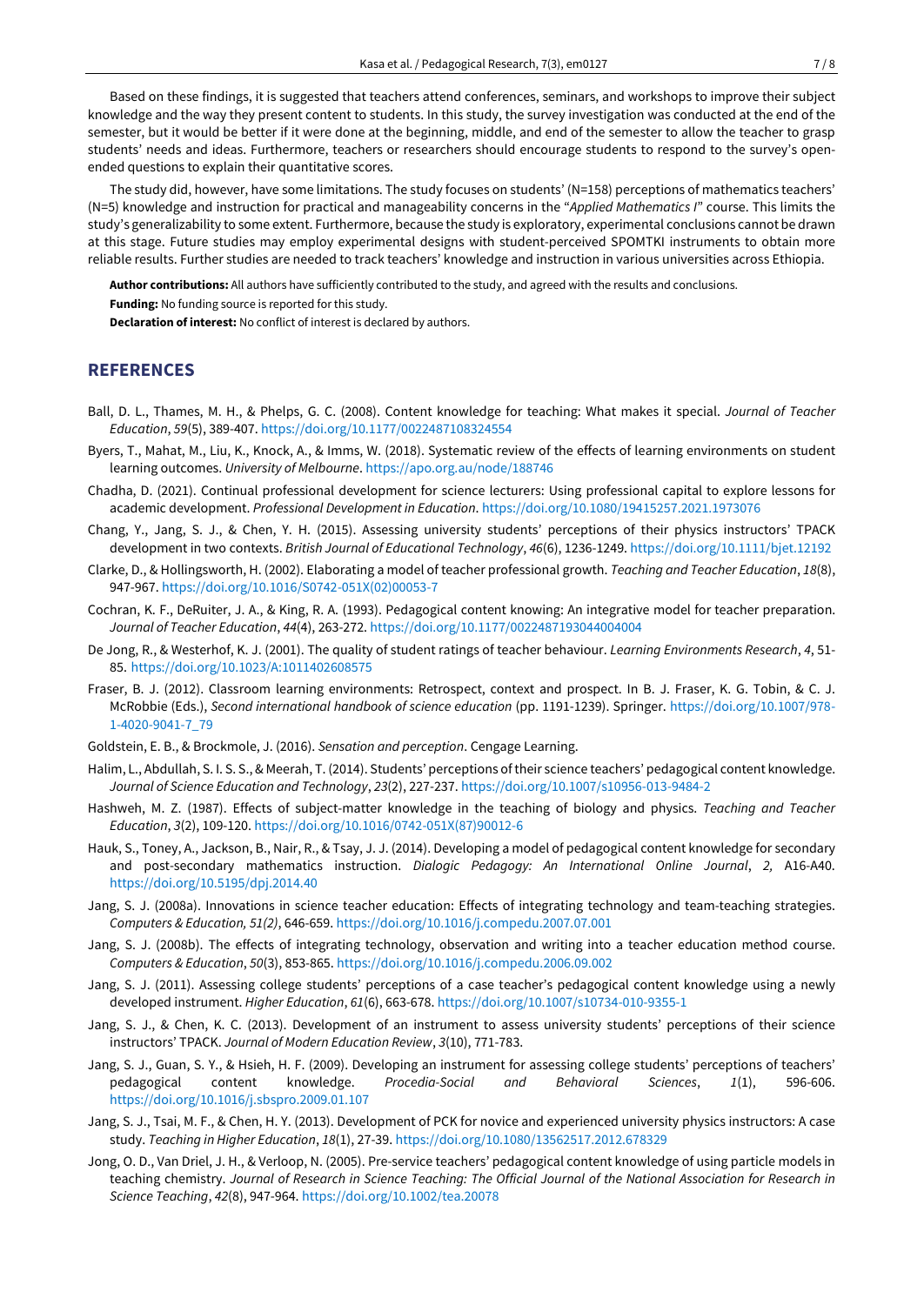Based on these findings, it is suggested that teachers attend conferences, seminars, and workshops to improve their subject knowledge and the way they present content to students. In this study, the survey investigation was conducted at the end of the semester, but it would be better if it were done at the beginning, middle, and end of the semester to allow the teacher to grasp students' needs and ideas. Furthermore, teachers or researchers should encourage students to respond to the survey's open-ended questions to explain their quantitative scores.

The study did, however, have some limitations. The study focuses on students' (N=158) perceptions of mathematics teachers' (N=5) knowledge and instruction for practical and manageability concerns in the "*Applied Mathematics I*" course. This limits the study's generalizability to some extent. Furthermore, because the study is exploratory, experimental conclusions cannot be drawn at this stage. Future studies may employ experimental designs with student-perceived SPOMTKI instruments to obtain more reliable results. Further studies are needed to track teachers' knowledge and instruction in various universities across Ethiopia.

**Author contributions:** All authors have sufficiently contributed to the study, and agreed with the results and conclusions.

**Funding:** No funding source is reported for this study.

**Declaration of interest:** No conflict of interest is declared by authors.

## REFERENCES

Ball, D. L., Thames, M. H., & Phelps, G. C. (2008). Content knowledge for teaching: What makes it special. *Journal of Teacher Education*, *59*(5), 389-407. https://doi.org/10.1177/0022487108324554

Byers, T., Mahat, M., Liu, K., Knock, A., & Imms, W. (2018). Systematic review of the effects of learning environments on student learning outcomes. *University of Melbourne*. https://apo.org.au/node/188746

Chadha, D. (2021). Continual professional development for science lecturers: Using professional capital to explore lessons for academic development. *Professional Development in Education*. https://doi.org/10.1080/19415257.2021.1973076

Chang, Y., Jang, S. J., & Chen, Y. H. (2015). Assessing university students' perceptions of their physics instructors' TPACK development in two contexts. *British Journal of Educational Technology*, *46*(6), 1236-1249. https://doi.org/10.1111/bjet.12192

Clarke, D., & Hollingsworth, H. (2002). Elaborating a model of teacher professional growth. *Teaching and Teacher Education*, *18*(8), 947-967. https://doi.org/10.1016/S0742-051X(02)00053-7

Cochran, K. F., DeRuiter, J. A., & King, R. A. (1993). Pedagogical content knowing: An integrative model for teacher preparation. *Journal of Teacher Education*, *44*(4), 263-272. https://doi.org/10.1177/0022487193044004004

De Jong, R., & Westerhof, K. J. (2001). The quality of student ratings of teacher behaviour. *Learning Environments Research*, *4*, 51-85. https://doi.org/10.1023/A:1011402608575

Fraser, B. J. (2012). Classroom learning environments: Retrospect, context and prospect. In B. J. Fraser, K. G. Tobin, & C. J. McRobbie (Eds.), *Second international handbook of science education* (pp. 1191-1239). Springer. https://doi.org/10.1007/978-1-4020-9041-7_79

Goldstein, E. B., & Brockmole, J. (2016). *Sensation and perception*. Cengage Learning.

Halim, L., Abdullah, S. I. S. S., & Meerah, T. (2014). Students' perceptions of their science teachers' pedagogical content knowledge. *Journal of Science Education and Technology*, *23*(2), 227-237. https://doi.org/10.1007/s10956-013-9484-2

Hashweh, M. Z. (1987). Effects of subject-matter knowledge in the teaching of biology and physics. *Teaching and Teacher Education*, *3*(2), 109-120. https://doi.org/10.1016/0742-051X(87)90012-6

Hauk, S., Toney, A., Jackson, B., Nair, R., & Tsay, J. J. (2014). Developing a model of pedagogical content knowledge for secondary and post-secondary mathematics instruction. *Dialogic Pedagogy: An International Online Journal*, *2,* A16-A40. https://doi.org/10.5195/dpj.2014.40

Jang, S. J. (2008a). Innovations in science teacher education: Effects of integrating technology and team-teaching strategies. *Computers & Education, 51(2)*, 646-659. https://doi.org/10.1016/j.compedu.2007.07.001

Jang, S. J. (2008b). The effects of integrating technology, observation and writing into a teacher education method course. *Computers & Education*, *50*(3), 853-865. https://doi.org/10.1016/j.compedu.2006.09.002

Jang, S. J. (2011). Assessing college students' perceptions of a case teacher's pedagogical content knowledge using a newly developed instrument. *Higher Education*, *61*(6), 663-678. https://doi.org/10.1007/s10734-010-9355-1

Jang, S. J., & Chen, K. C. (2013). Development of an instrument to assess university students' perceptions of their science instructors' TPACK. *Journal of Modern Education Review*, *3*(10), 771-783.

Jang, S. J., Guan, S. Y., & Hsieh, H. F. (2009). Developing an instrument for assessing college students' perceptions of teachers' pedagogical content knowledge. *Procedia-Social and Behavioral Sciences*, *1*(1), 596-606. https://doi.org/10.1016/j.sbspro.2009.01.107

Jang, S. J., Tsai, M. F., & Chen, H. Y. (2013). Development of PCK for novice and experienced university physics instructors: A case study. *Teaching in Higher Education*, *18*(1), 27-39. https://doi.org/10.1080/13562517.2012.678329

Jong, O. D., Van Driel, J. H., & Verloop, N. (2005). Pre-service teachers' pedagogical content knowledge of using particle models in teaching chemistry. *Journal of Research in Science Teaching: The Official Journal of the National Association for Research in Science Teaching*, *42*(8), 947-964. https://doi.org/10.1002/tea.20078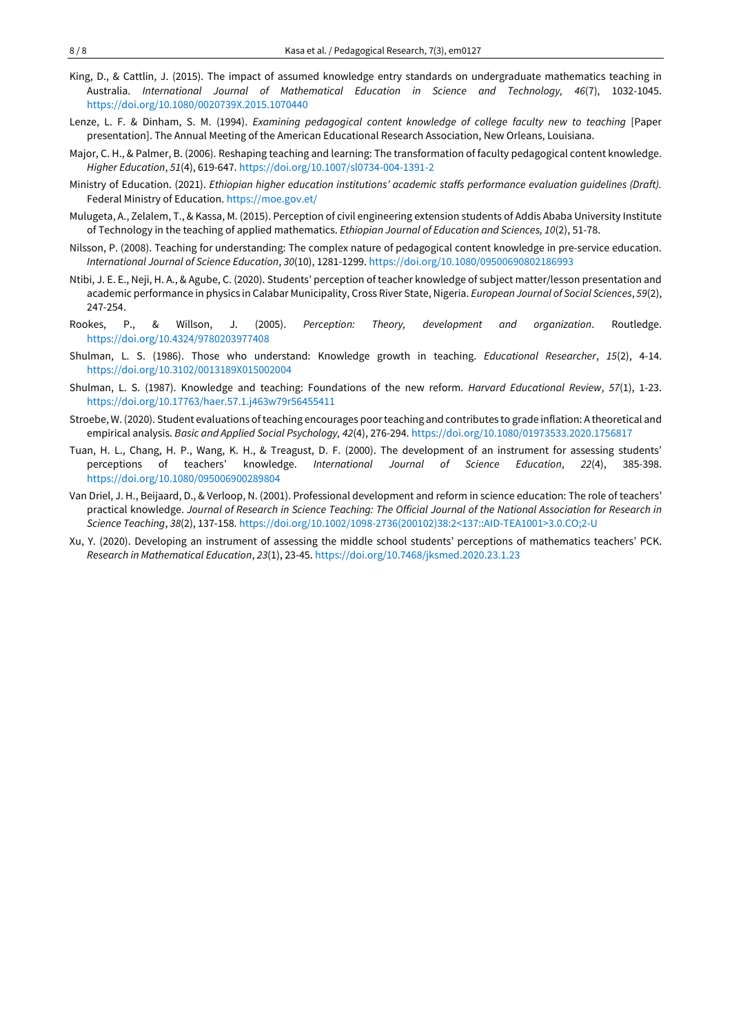King, D., & Cattlin, J. (2015). The impact of assumed knowledge entry standards on undergraduate mathematics teaching in Australia. *International Journal of Mathematical Education in Science and Technology, 46*(7), 1032-1045. https://doi.org/10.1080/0020739X.2015.1070440

Lenze, L. F. & Dinham, S. M. (1994). *Examining pedagogical content knowledge of college faculty new to teaching* [Paper presentation]. The Annual Meeting of the American Educational Research Association, New Orleans, Louisiana.

Major, C. H., & Palmer, B. (2006). Reshaping teaching and learning: The transformation of faculty pedagogical content knowledge. *Higher Education*, *51*(4), 619-647. https://doi.org/10.1007/sl0734-004-1391-2

Ministry of Education. (2021). *Ethiopian higher education institutions' academic staffs performance evaluation guidelines (Draft).* Federal Ministry of Education. https://moe.gov.et/

Mulugeta, A., Zelalem, T., & Kassa, M. (2015). Perception of civil engineering extension students of Addis Ababa University Institute of Technology in the teaching of applied mathematics. *Ethiopian Journal of Education and Sciences, 10*(2), 51-78.

Nilsson, P. (2008). Teaching for understanding: The complex nature of pedagogical content knowledge in pre-service education. *International Journal of Science Education*, *30*(10), 1281-1299. https://doi.org/10.1080/09500690802186993

Ntibi, J. E. E., Neji, H. A., & Agube, C. (2020). Students' perception of teacher knowledge of subject matter/lesson presentation and academic performance in physics in Calabar Municipality, Cross River State, Nigeria. *European Journal of Social Sciences*, *59*(2), 247-254.

Rookes, P., & Willson, J. (2005). *Perception: Theory, development and organization*. Routledge. https://doi.org/10.4324/9780203977408

Shulman, L. S. (1986). Those who understand: Knowledge growth in teaching. *Educational Researcher*, *15*(2), 4-14. https://doi.org/10.3102/0013189X015002004

Shulman, L. S. (1987). Knowledge and teaching: Foundations of the new reform. *Harvard Educational Review*, *57*(1), 1-23. https://doi.org/10.17763/haer.57.1.j463w79r56455411

Stroebe, W. (2020). Student evaluations of teaching encourages poor teaching and contributes to grade inflation: A theoretical and empirical analysis. *Basic and Applied Social Psychology, 42*(4), 276-294. https://doi.org/10.1080/01973533.2020.1756817

Tuan, H. L., Chang, H. P., Wang, K. H., & Treagust, D. F. (2000). The development of an instrument for assessing students' perceptions of teachers' knowledge. *International Journal of Science Education*, *22*(4), 385-398. https://doi.org/10.1080/095006900289804

Van Driel, J. H., Beijaard, D., & Verloop, N. (2001). Professional development and reform in science education: The role of teachers' practical knowledge. *Journal of Research in Science Teaching: The Official Journal of the National Association for Research in Science Teaching*, *38*(2), 137-158. https://doi.org/10.1002/1098-2736(200102)38:2<137::AID-TEA1001>3.0.CO;2-U

Xu, Y. (2020). Developing an instrument of assessing the middle school students' perceptions of mathematics teachers' PCK. *Research in Mathematical Education*, *23*(1), 23-45. https://doi.org/10.7468/jksmed.2020.23.1.23